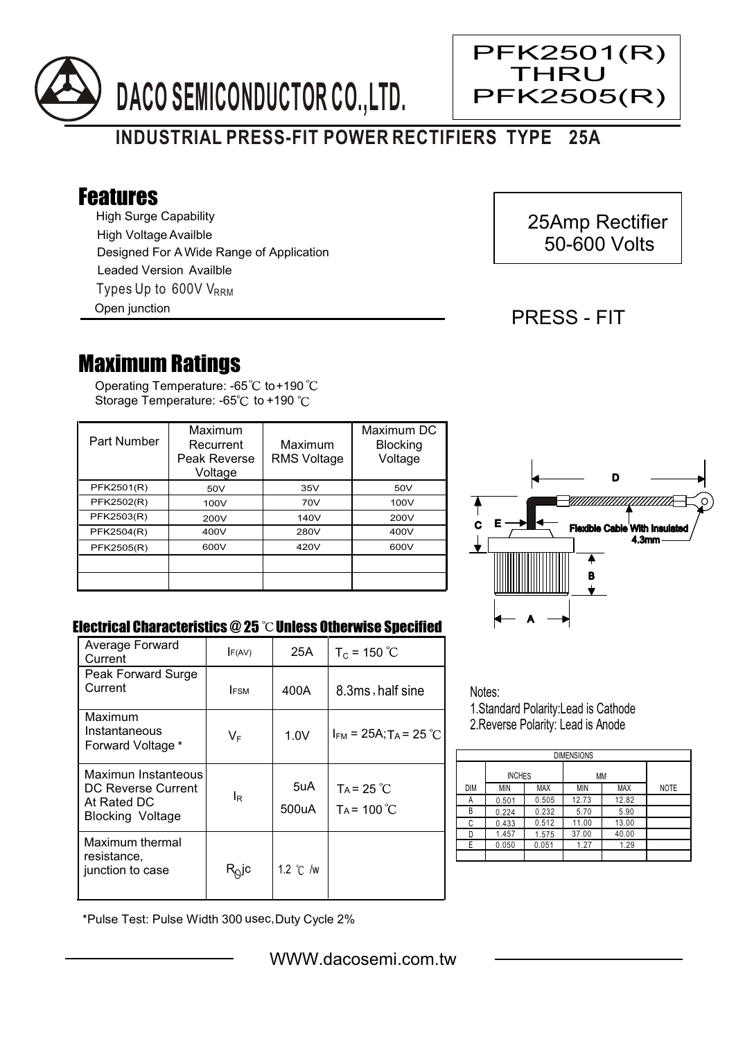# DACO SEMICONDUCTOR CO.,LTD.

**PFK2501(R) THRU PFK2505(R)**

## INDUSTRIAL PRESS-FIT POWER RECTIFIERS TYPE 25A

## Features

- High Surge Capability
- High Voltage Availble
- Designed For A Wide Range of Application
- Leaded Version Availble
- Types Up to 600V $V_{RRM}$
- Open junction

25Amp Rectifier
50-600 Volts

PRESS - FIT

## Maximum Ratings

Operating Temperature: -65℃ to+190 ℃
Storage Temperature: -65℃ to +190 ℃

| Part Number | Maximum Recurrent Peak Reverse Voltage | Maximum RMS Voltage | Maximum DC Blocking Voltage |
|---|---|---|---|
| PFK2501(R) | 50V | 35V | 50V |
| PFK2502(R) | 100V | 70V | 100V |
| PFK2503(R) | 200V | 140V | 200V |
| PFK2504(R) | 400V | 280V | 400V |
| PFK2505(R) | 600V | 420V | 600V |
| | | | |
| | | | |

### Electrical Characteristics @ 25 ℃ Unless Otherwise Specified

| | | | |
|---|---|---|---|
| Average Forward Current | $I_{F(AV)}$ | 25A | $T_C$ = 150 ℃ |
| Peak Forward Surge Current | $I_{FSM}$ | 400A | 8.3ms , half sine |
| Maximum Instantaneous Forward Voltage * | $V_F$ | 1.0V | $I_{FM}$ = 25A; $T_A$ = 25 ℃ |
| Maximun Instanteous DC Reverse Current At Rated DC Blocking Voltage | $I_R$ | 5uA<br>500uA | $T_A$ = 25 ℃<br>$T_A$ = 100 ℃ |
| Maximum thermal resistance, junction to case | $R_{\theta}jc$ | 1.2 ℃ /w | |

*Pulse Test: Pulse Width 300 usec,Duty Cycle 2%

D, C, E, B, A — Flexible Cable With Insulated 4.3mm

Notes:
1.Standard Polarity:Lead is Cathode
2.Reverse Polarity: Lead is Anode

| DIMENSIONS | | | | | |
|---|---|---|---|---|---|
| | INCHES | | MM | | |
| DIM | MIN | MAX | MIN | MAX | NOTE |
| A | 0.501 | 0.505 | 12.73 | 12.82 | |
| B | 0.224 | 0.232 | 5.70 | 5.90 | |
| C | 0.433 | 0.512 | 11.00 | 13.00 | |
| D | 1.457 | 1.575 | 37.00 | 40.00 | |
| E | 0.050 | 0.051 | 1.27 | 1.29 | |

WWW.dacosemi.com.tw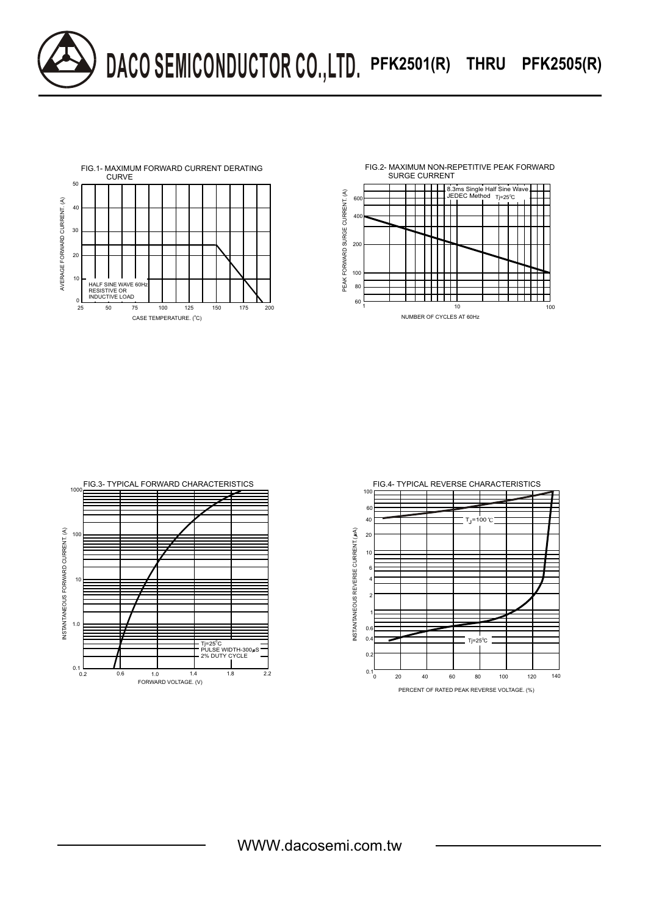FIG.1- MAXIMUM FORWARD CURRENT DERATING CURVE

AVERAGE FORWARD CURRENT. (A)

50
40
30
20
10
0

25 50 75 100 125 150 175 200

HALF SINE WAVE 60Hz
RESISTIVE OR
INDUCTIVE LOAD

CASE TEMPERATURE. (°C)

FIG.2- MAXIMUM NON-REPETITIVE PEAK FORWARD SURGE CURRENT

PEAK FORWARD SURGE CURRENT. (A)

600
400
200
100
80
60

1 10 100

8.3ms Single Half Sine Wave
JEDEC Method Tj=25°C

NUMBER OF CYCLES AT 60Hz

FIG.3- TYPICAL FORWARD CHARACTERISTICS

INSTANTANEOUS FORWARD CURRENT. (A)

1000
100
10
1.0
0.1

0.2 0.6 1.0 1.4 1.8 2.2

Tj=25°C
PULSE WIDTH-300μS
2% DUTY CYCLE

FORWARD VOLTAGE. (V)

FIG.4- TYPICAL REVERSE CHARACTERISTICS

INSTANTANEOUS REVERSE CURRENT.(μA)

100
60
40
20
10
6
4
2
1
0.6
0.4
0.2
0.1

0 20 40 60 80 100 120 140

$T_J$=100 ℃

Tj=25°C

PERCENT OF RATED PEAK REVERSE VOLTAGE. (%)